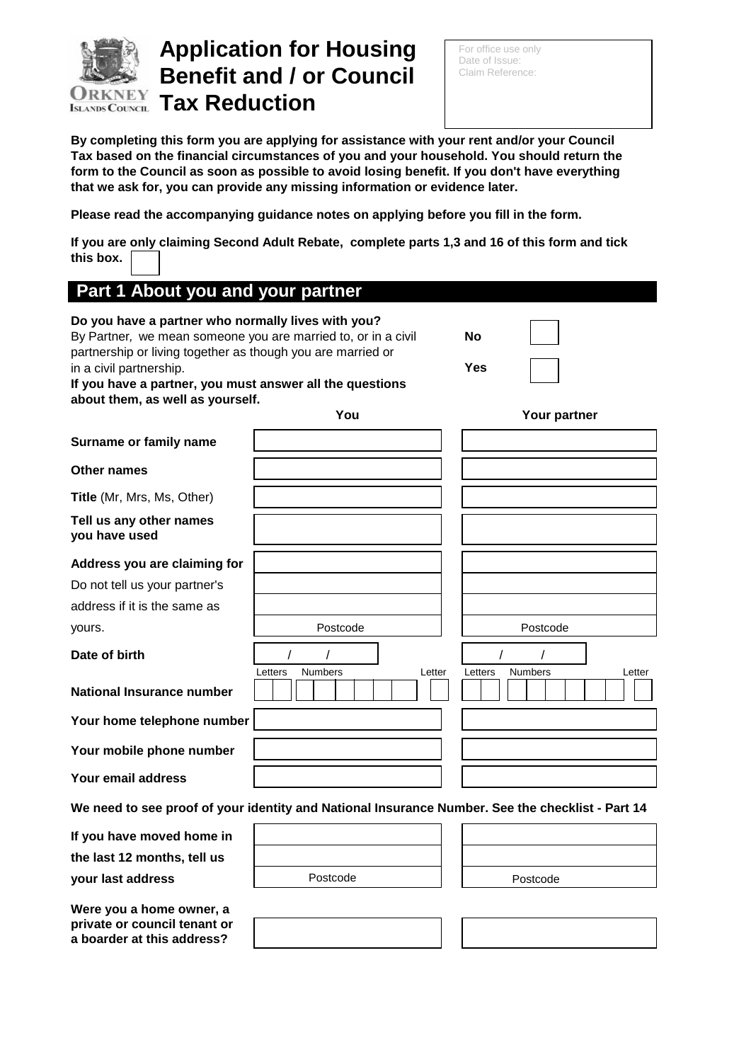# Application for Housing Benefit and / or Council Tax Reduction

For office use only
Date of Issue:
Claim Reference:

**By completing this form you are applying for assistance with your rent and/or your Council Tax based on the financial circumstances of you and your household. You should return the form to the Council as soon as possible to avoid losing benefit. If you don't have everything that we ask for, you can provide any missing information or evidence later.**

**Please read the accompanying guidance notes on applying before you fill in the form.**

**If you are only claiming Second Adult Rebate, complete parts 1,3 and 16 of this form and tick this box.** ☐

## Part 1 About you and your partner

**Do you have a partner who normally lives with you?**
By Partner, we mean someone you are married to, or in a civil partnership or living together as though you are married or in a civil partnership.
**If you have a partner, you must answer all the questions about them, as well as yourself.**

**No** ☐

**Yes** ☐

| | You | Your partner |
|---|---|---|
| **Surname or family name** | | |
| **Other names** | | |
| **Title** (Mr, Mrs, Ms, Other) | | |
| **Tell us any other names you have used** | | |
| **Address you are claiming for** Do not tell us your partner's address if it is the same as yours. | Postcode | Postcode |
| **Date of birth** | / / | / / |
| **National Insurance number** | Letters / Numbers / Letter | Letters / Numbers / Letter |
| **Your home telephone number** | | |
| **Your mobile phone number** | | |
| **Your email address** | | |

**We need to see proof of your identity and National Insurance Number. See the checklist - Part 14**

| | You | Your partner |
|---|---|---|
| **If you have moved home in the last 12 months, tell us your last address** | Postcode | Postcode |
| **Were you a home owner, a private or council tenant or a boarder at this address?** | | |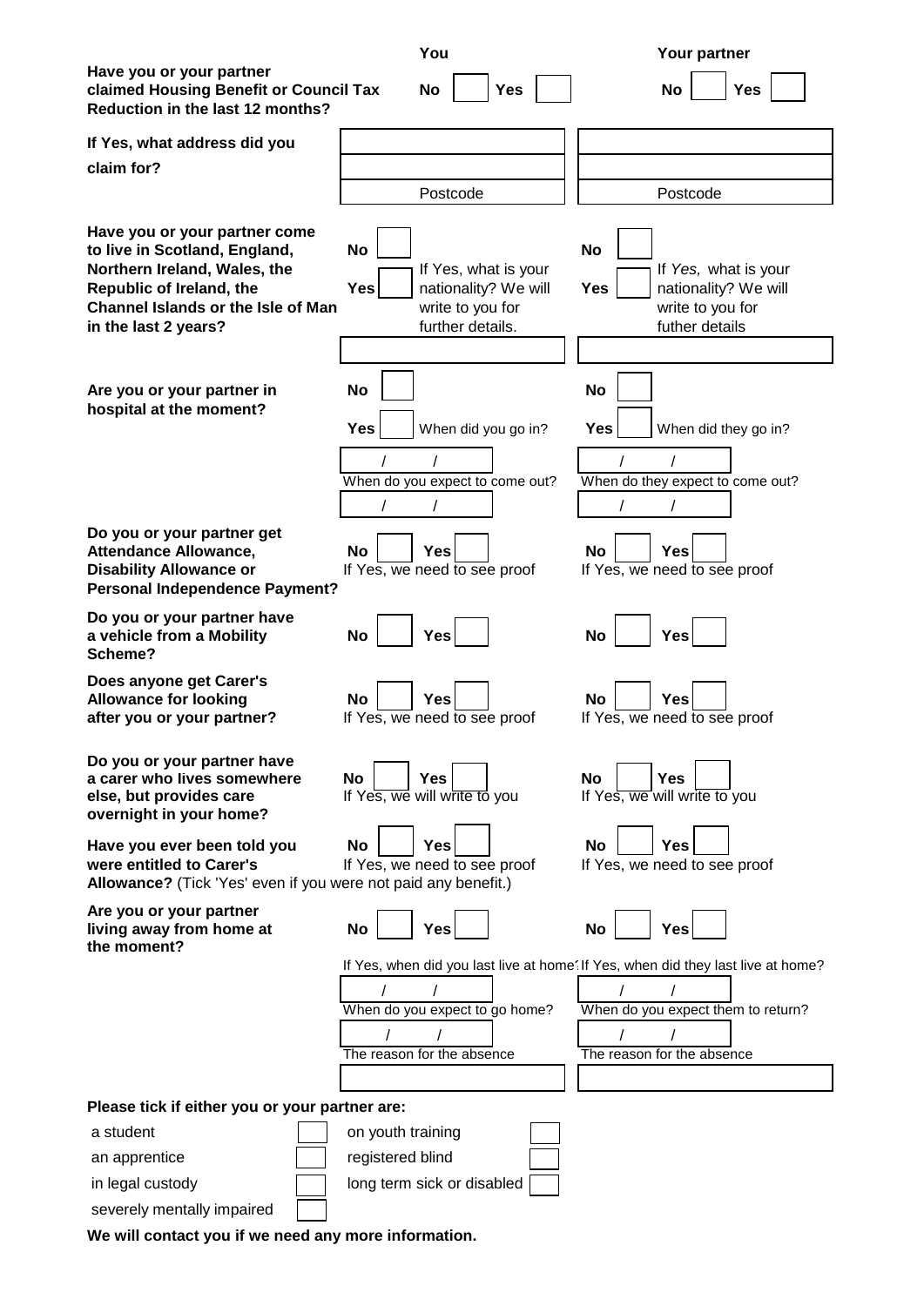| | You | Your partner |
|---|---|---|
| **Have you or your partner claimed Housing Benefit or Council Tax Reduction in the last 12 months?** | **No** ☐ **Yes** ☐ | **No** ☐ **Yes** ☐ |
| **If Yes, what address did you claim for?** | Postcode | Postcode |
| **Have you or your partner come to live in Scotland, England, Northern Ireland, Wales, the Republic of Ireland, the Channel Islands or the Isle of Man in the last 2 years?** | **No** ☐ **Yes** ☐ If Yes, what is your nationality? We will write to you for further details. | **No** ☐ **Yes** ☐ If *Yes,* what is your nationality? We will write to you for futher details |
| **Are you or your partner in hospital at the moment?** | **No** ☐ **Yes** ☐ When did you go in? / / When do you expect to come out? / / | **No** ☐ **Yes** ☐ When did they go in? / / When do they expect to come out? / / |
| **Do you or your partner get Attendance Allowance, Disability Allowance or Personal Independence Payment?** | **No** ☐ **Yes** ☐ If Yes, we need to see proof | **No** ☐ **Yes** ☐ If Yes, we need to see proof |
| **Do you or your partner have a vehicle from a Mobility Scheme?** | **No** ☐ **Yes** ☐ | **No** ☐ **Yes** ☐ |
| **Does anyone get Carer's Allowance for looking after you or your partner?** | **No** ☐ **Yes** ☐ If Yes, we need to see proof | **No** ☐ **Yes** ☐ If Yes, we need to see proof |
| **Do you or your partner have a carer who lives somewhere else, but provides care overnight in your home?** | **No** ☐ **Yes** ☐ If Yes, we will write to you | **No** ☐ **Yes** ☐ If Yes, we will write to you |
| **Have you ever been told you were entitled to Carer's Allowance?** (Tick 'Yes' even if you were not paid any benefit.) | **No** ☐ **Yes** ☐ If Yes, we need to see proof | **No** ☐ **Yes** ☐ If Yes, we need to see proof |
| **Are you or your partner living away from home at the moment?** | **No** ☐ **Yes** ☐ If Yes, when did you last live at home? / / When do you expect to go home? / / The reason for the absence | **No** ☐ **Yes** ☐ If Yes, when did they last live at home? / / When do you expect them to return? / / The reason for the absence |

**Please tick if either you or your partner are:**

| | | | |
|---|---|---|---|
| a student | ☐ | on youth training | ☐ |
| an apprentice | ☐ | registered blind | ☐ |
| in legal custody | ☐ | long term sick or disabled | ☐ |
| severely mentally impaired | ☐ | | |

**We will contact you if we need any more information.**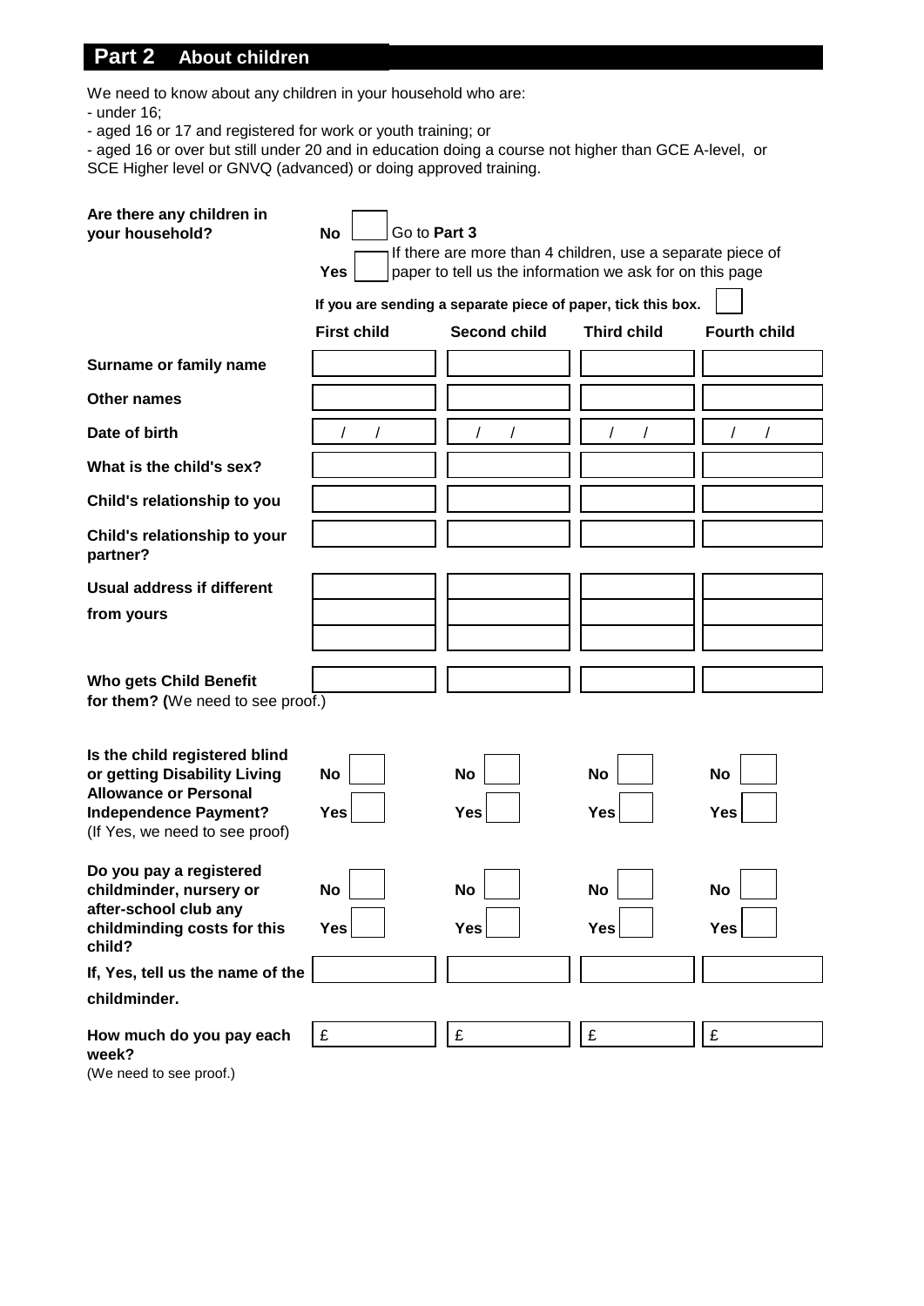## Part 2 About children

We need to know about any children in your household who are:

- under 16;
- aged 16 or 17 and registered for work or youth training; or
- aged 16 or over but still under 20 and in education doing a course not higher than GCE A-level, or SCE Higher level or GNVQ (advanced) or doing approved training.

**Are there any children in your household?**

**No** ☐ Go to **Part 3**

**Yes** ☐ If there are more than 4 children, use a separate piece of paper to tell us the information we ask for on this page

**If you are sending a separate piece of paper, tick this box.** ☐

| | **First child** | **Second child** | **Third child** | **Fourth child** |
|---|---|---|---|---|
| **Surname or family name** | | | | |
| **Other names** | | | | |
| **Date of birth** | / / | / / | / / | / / |
| **What is the child's sex?** | | | | |
| **Child's relationship to you** | | | | |
| **Child's relationship to your partner?** | | | | |
| **Usual address if different from yours** | | | | |
| **Who gets Child Benefit for them? (**We need to see proof.) | | | | |
| **Is the child registered blind or getting Disability Living Allowance or Personal Independence Payment?** (If Yes, we need to see proof) | **No** ☐ **Yes** ☐ | **No** ☐ **Yes** ☐ | **No** ☐ **Yes** ☐ | **No** ☐ **Yes** ☐ |
| **Do you pay a registered childminder, nursery or after-school club any childminding costs for this child?** | **No** ☐ **Yes** ☐ | **No** ☐ **Yes** ☐ | **No** ☐ **Yes** ☐ | **No** ☐ **Yes** ☐ |
| **If, Yes, tell us the name of the childminder.** | | | | |
| **How much do you pay each week?** (We need to see proof.) | £ | £ | £ | £ |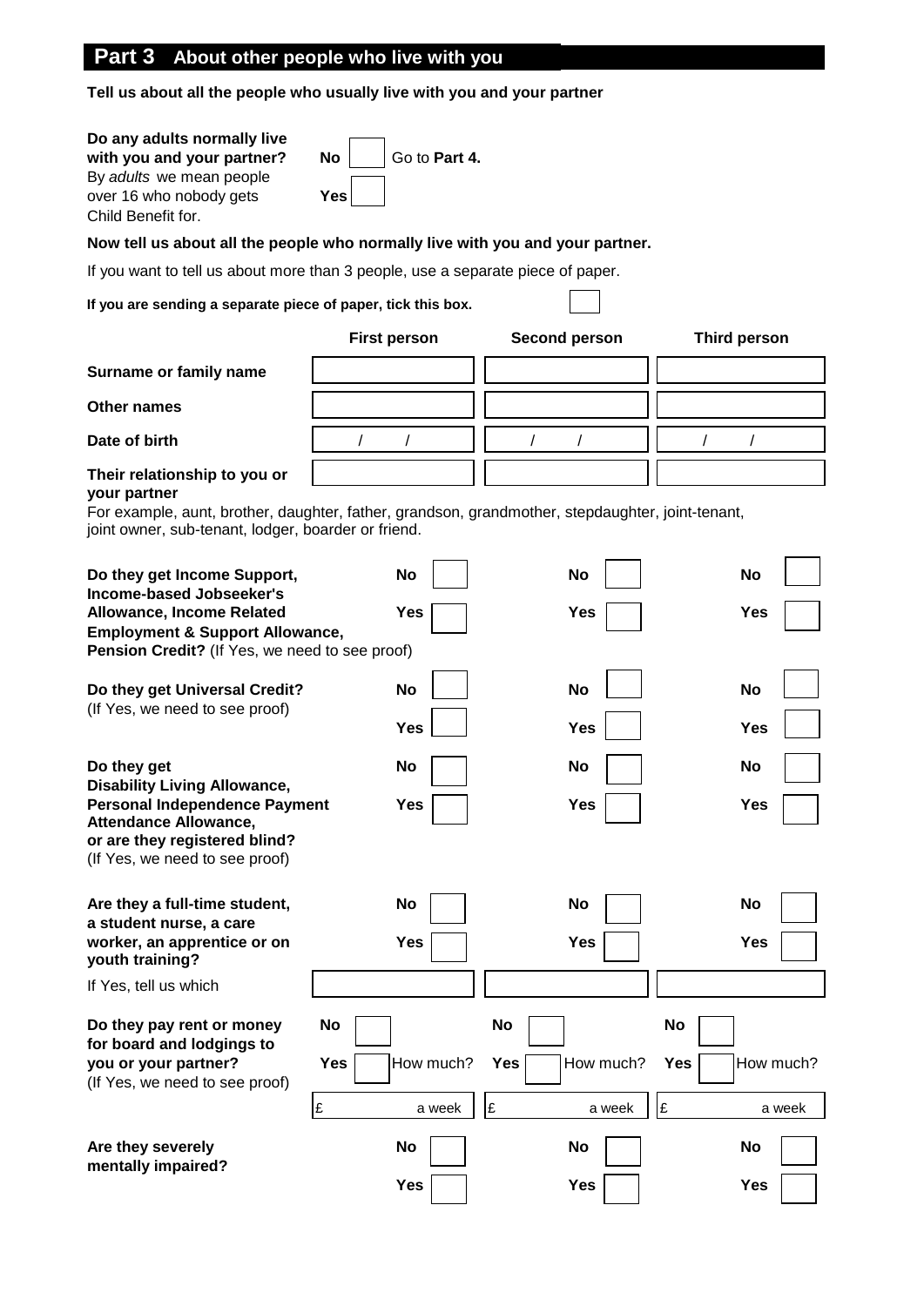## Part 3 About other people who live with you

**Tell us about all the people who usually live with you and your partner**

**Do any adults normally live with you and your partner?**
By *adults* we mean people over 16 who nobody gets Child Benefit for.

**No** ☐ Go to **Part 4.**

**Yes** ☐

**Now tell us about all the people who normally live with you and your partner.**

If you want to tell us about more than 3 people, use a separate piece of paper.

**If you are sending a separate piece of paper, tick this box.** ☐

| | **First person** | **Second person** | **Third person** |
|---|---|---|---|
| **Surname or family name** | | | |
| **Other names** | | | |
| **Date of birth** | / / | / / | / / |
| **Their relationship to you or your partner** | | | |

For example, aunt, brother, daughter, father, grandson, grandmother, stepdaughter, joint-tenant, joint owner, sub-tenant, lodger, boarder or friend.

| | **First person** | **Second person** | **Third person** |
|---|---|---|---|
| **Do they get Income Support, Income-based Jobseeker's Allowance, Income Related Employment & Support Allowance, Pension Credit?** (If Yes, we need to see proof) | **No** ☐ **Yes** ☐ | **No** ☐ **Yes** ☐ | **No** ☐ **Yes** ☐ |
| **Do they get Universal Credit?** (If Yes, we need to see proof) | **No** ☐ **Yes** ☐ | **No** ☐ **Yes** ☐ | **No** ☐ **Yes** ☐ |
| **Do they get Disability Living Allowance, Personal Independence Payment Attendance Allowance, or are they registered blind?** (If Yes, we need to see proof) | **No** ☐ **Yes** ☐ | **No** ☐ **Yes** ☐ | **No** ☐ **Yes** ☐ |
| **Are they a full-time student, a student nurse, a care worker, an apprentice or on youth training?** | **No** ☐ **Yes** ☐ | **No** ☐ **Yes** ☐ | **No** ☐ **Yes** ☐ |
| If Yes, tell us which | | | |
| **Do they pay rent or money for board and lodgings to you or your partner?** (If Yes, we need to see proof) | **No** ☐ **Yes** ☐ How much? | **No** ☐ **Yes** ☐ How much? | **No** ☐ **Yes** ☐ How much? |
| | £ a week | £ a week | £ a week |
| **Are they severely mentally impaired?** | **No** ☐ **Yes** ☐ | **No** ☐ **Yes** ☐ | **No** ☐ **Yes** ☐ |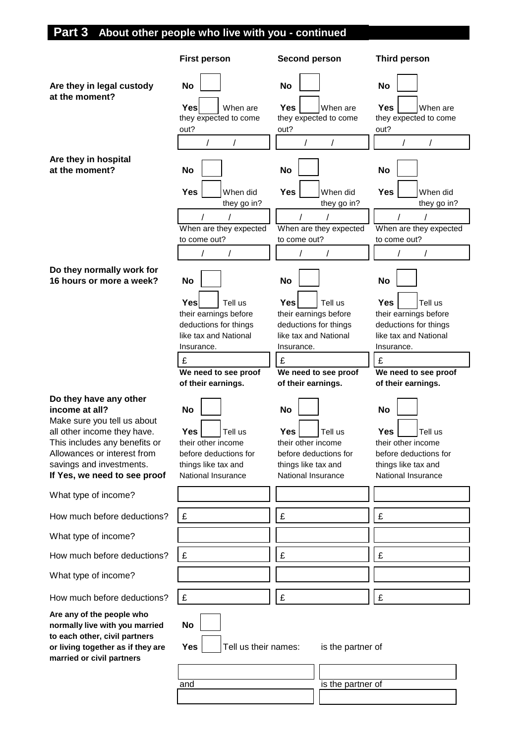## Part 3 About other people who live with you - continued

| | First person | Second person | Third person |
|---|---|---|---|
| **Are they in legal custody at the moment?** | **No** ☐ | **No** ☐ | **No** ☐ |
| | **Yes** ☐ When are they expected to come out? | **Yes** ☐ When are they expected to come out? | **Yes** ☐ When are they expected to come out? |
| | / / | / / | / / |
| **Are they in hospital at the moment?** | **No** ☐ | **No** ☐ | **No** ☐ |
| | **Yes** ☐ When did they go in? | **Yes** ☐ When did they go in? | **Yes** ☐ When did they go in? |
| | / / | / / | / / |
| | When are they expected to come out? | When are they expected to come out? | When are they expected to come out? |
| | / / | / / | / / |
| **Do they normally work for 16 hours or more a week?** | **No** ☐ | **No** ☐ | **No** ☐ |
| | **Yes** ☐ Tell us their earnings before deductions for things like tax and National Insurance. | **Yes** ☐ Tell us their earnings before deductions for things like tax and National Insurance. | **Yes** ☐ Tell us their earnings before deductions for things like tax and National Insurance. |
| | £ | £ | £ |
| | **We need to see proof of their earnings.** | **We need to see proof of their earnings.** | **We need to see proof of their earnings.** |
| **Do they have any other income at all?** Make sure you tell us about all other income they have. This includes any benefits or Allowances or interest from savings and investments. **If Yes, we need to see proof** | **No** ☐ | **No** ☐ | **No** ☐ |
| | **Yes** ☐ Tell us their other income before deductions for things like tax and National Insurance | **Yes** ☐ Tell us their other income before deductions for things like tax and National Insurance | **Yes** ☐ Tell us their other income before deductions for things like tax and National Insurance |
| What type of income? | | | |
| How much before deductions? | £ | £ | £ |
| What type of income? | | | |
| How much before deductions? | £ | £ | £ |
| What type of income? | | | |
| How much before deductions? | £ | £ | £ |

**Are any of the people who normally live with you married to each other, civil partners or living together as if they are married or civil partners**

**No** ☐

**Yes** ☐ Tell us their names:

| | is the partner of |
|---|---|
| | |
| and | is the partner of |
| | |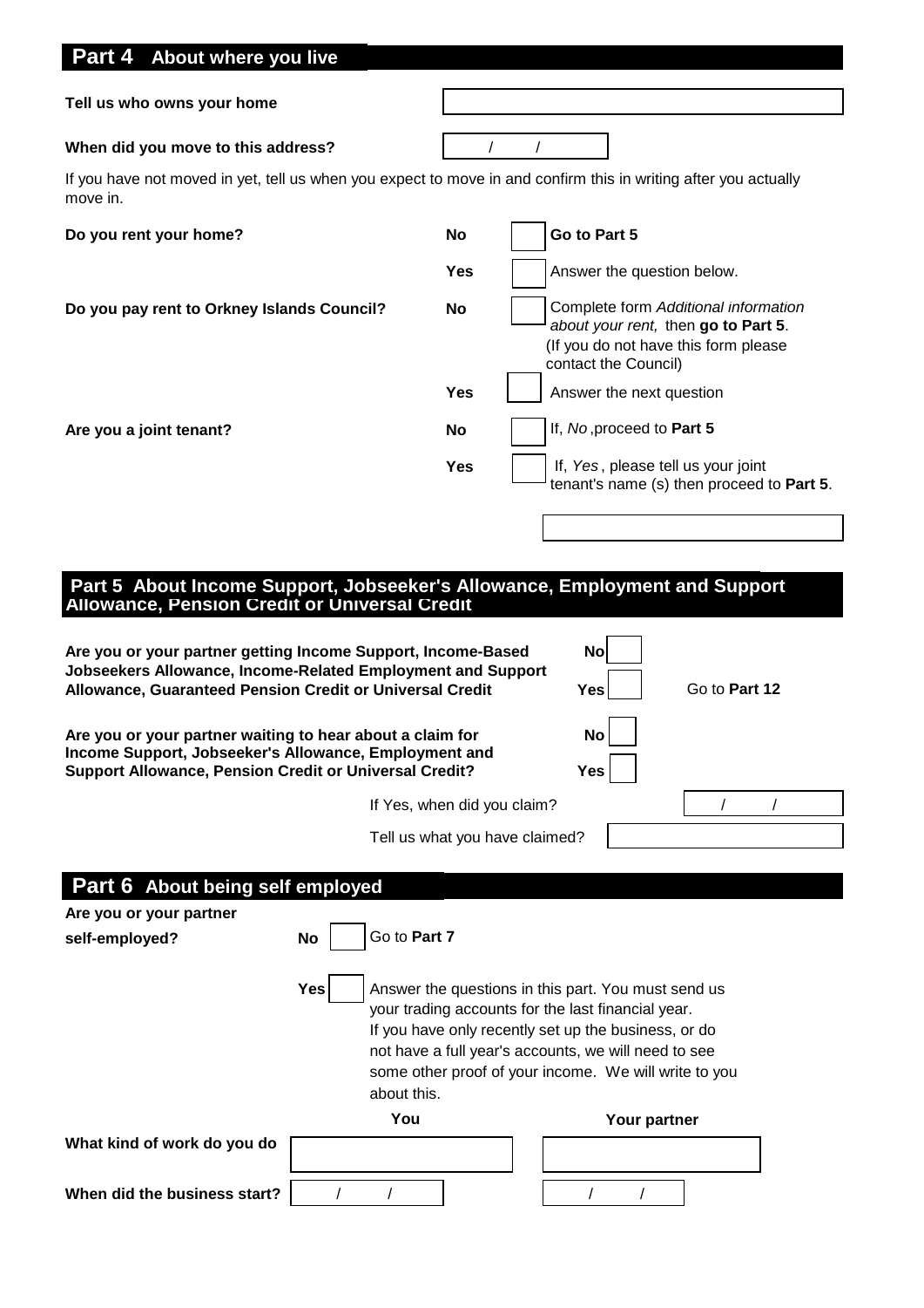## Part 4 About where you live

**Tell us who owns your home**

**When did you move to this address?** / /

If you have not moved in yet, tell us when you expect to move in and confirm this in writing after you actually move in.

**Do you rent your home?**

| | | |
|---|---|---|
| **No** | ☐ | **Go to Part 5** |
| **Yes** | ☐ | Answer the question below. |

**Do you pay rent to Orkney Islands Council?**

| | | |
|---|---|---|
| **No** | ☐ | Complete form *Additional information about your rent,* then **go to Part 5**. (If you do not have this form please contact the Council) |
| **Yes** | ☐ | Answer the next question |

**Are you a joint tenant?**

| | | |
|---|---|---|
| **No** | ☐ | If, *No* ,proceed to **Part 5** |
| **Yes** | ☐ | If, *Yes* , please tell us your joint tenant's name (s) then proceed to **Part 5**. |

## Part 5 About Income Support, Jobseeker's Allowance, Employment and Support Allowance, Pension Credit or Universal Credit

**Are you or your partner getting Income Support, Income-Based Jobseekers Allowance, Income-Related Employment and Support Allowance, Guaranteed Pension Credit or Universal Credit**

**No** ☐
**Yes** ☐ Go to **Part 12**

**Are you or your partner waiting to hear about a claim for Income Support, Jobseeker's Allowance, Employment and Support Allowance, Pension Credit or Universal Credit?**

**No** ☐
**Yes** ☐

If Yes, when did you claim? / /

Tell us what you have claimed?

## Part 6 About being self employed

**Are you or your partner self-employed?**

**No** ☐ Go to **Part 7**

**Yes** ☐ Answer the questions in this part. You must send us your trading accounts for the last financial year. If you have only recently set up the business, or do not have a full year's accounts, we will need to see some other proof of your income. We will write to you about this.

| | **You** | **Your partner** |
|---|---|---|
| **What kind of work do you do** | | |
| **When did the business start?** | / / | / / |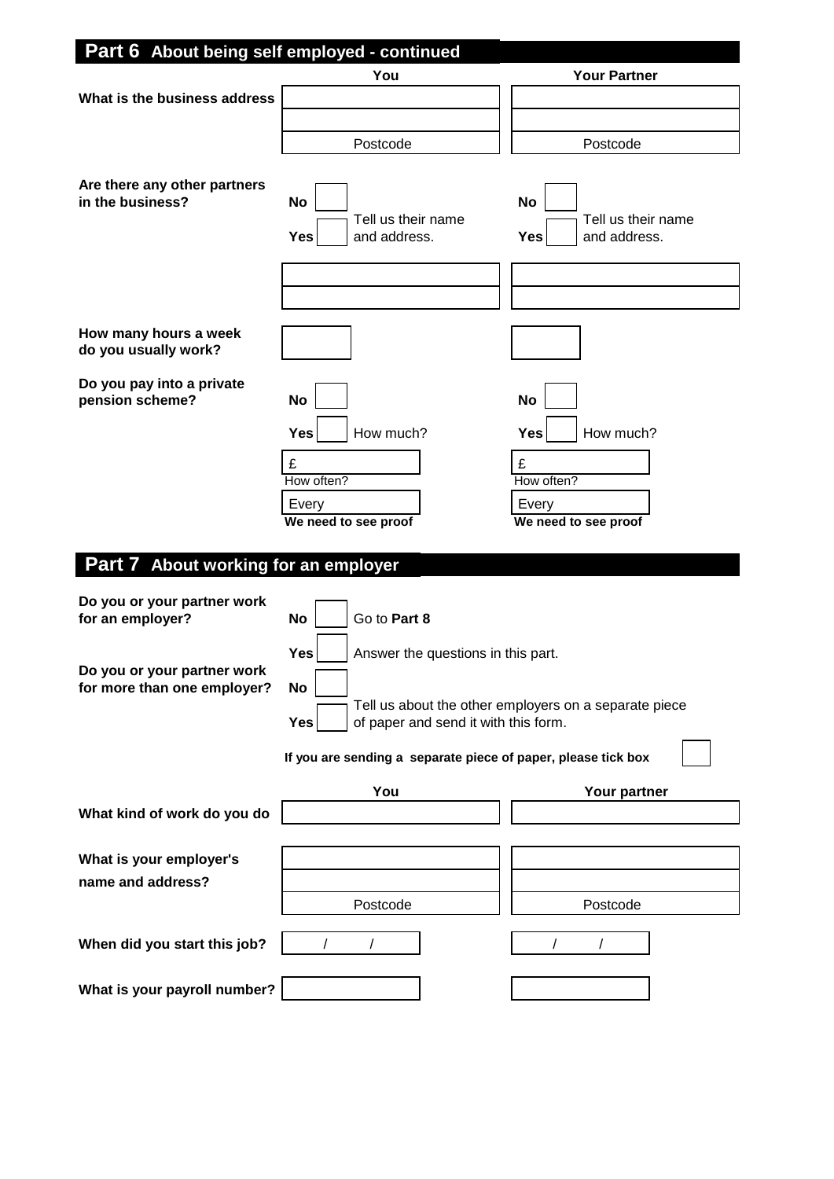## Part 6 About being self employed - continued

| | You | Your Partner |
|---|---|---|
| **What is the business address** | | |
| | | |
| | Postcode | Postcode |

**Are there any other partners in the business?**

| | You | Your Partner |
|---|---|---|
| | **No** ☐ | **No** ☐ |
| | **Yes** ☐ Tell us their name and address. | **Yes** ☐ Tell us their name and address. |
| | | |
| | | |

| | You | Your Partner |
|---|---|---|
| **How many hours a week do you usually work?** | | |

**Do you pay into a private pension scheme?**

| | You | Your Partner |
|---|---|---|
| | **No** ☐ | **No** ☐ |
| | **Yes** ☐ How much? | **Yes** ☐ How much? |
| | £ | £ |
| | How often? | How often? |
| | Every | Every |
| | **We need to see proof** | **We need to see proof** |

## Part 7 About working for an employer

**Do you or your partner work for an employer?**

**No** ☐ Go to **Part 8**

**Yes** ☐ Answer the questions in this part.

**Do you or your partner work for more than one employer?**

**No** ☐

**Yes** ☐ Tell us about the other employers on a separate piece of paper and send it with this form.

**If you are sending a separate piece of paper, please tick box** ☐

| | You | Your partner |
|---|---|---|
| **What kind of work do you do** | | |
| **What is your employer's name and address?** | | |
| | | |
| | Postcode | Postcode |
| **When did you start this job?** | / / | / / |
| **What is your payroll number?** | | |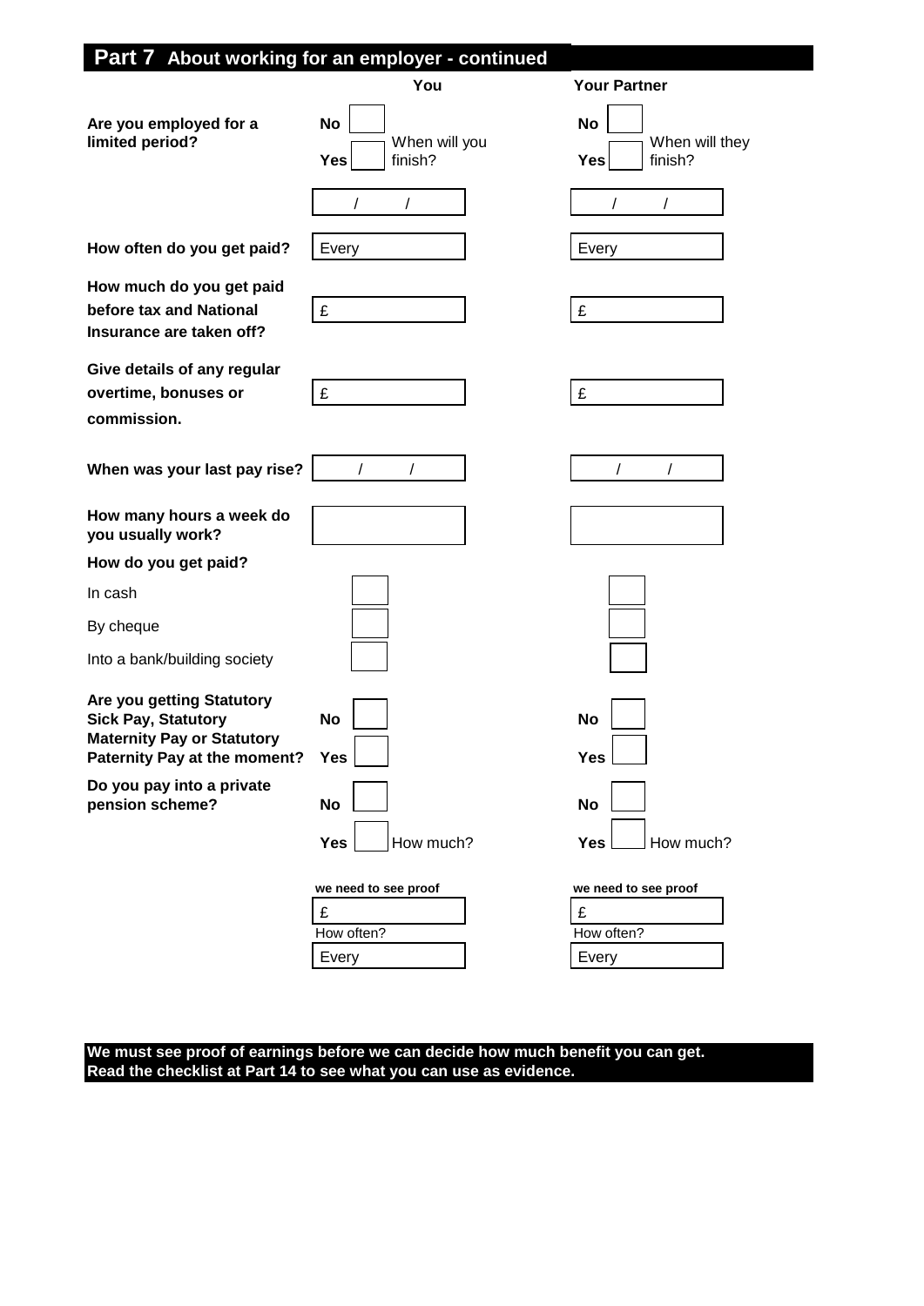## Part 7 About working for an employer - continued

| | You | Your Partner |
|---|---|---|
| **Are you employed for a limited period?** | **No** ☐ **Yes** ☐ When will you finish? / / | **No** ☐ **Yes** ☐ When will they finish? / / |
| **How often do you get paid?** | Every | Every |
| **How much do you get paid before tax and National Insurance are taken off?** | £ | £ |
| **Give details of any regular overtime, bonuses or commission.** | £ | £ |
| **When was your last pay rise?** | / / | / / |
| **How many hours a week do you usually work?** | | |
| **How do you get paid?** | | |
| In cash | ☐ | ☐ |
| By cheque | ☐ | ☐ |
| Into a bank/building society | ☐ | ☐ |
| **Are you getting Statutory Sick Pay, Statutory Maternity Pay or Statutory Paternity Pay at the moment?** | **No** ☐ **Yes** ☐ | **No** ☐ **Yes** ☐ |
| **Do you pay into a private pension scheme?** | **No** ☐ **Yes** ☐ How much? **we need to see proof** £ How often? Every | **No** ☐ **Yes** ☐ How much? **we need to see proof** £ How often? Every |

**We must see proof of earnings before we can decide how much benefit you can get. Read the checklist at Part 14 to see what you can use as evidence.**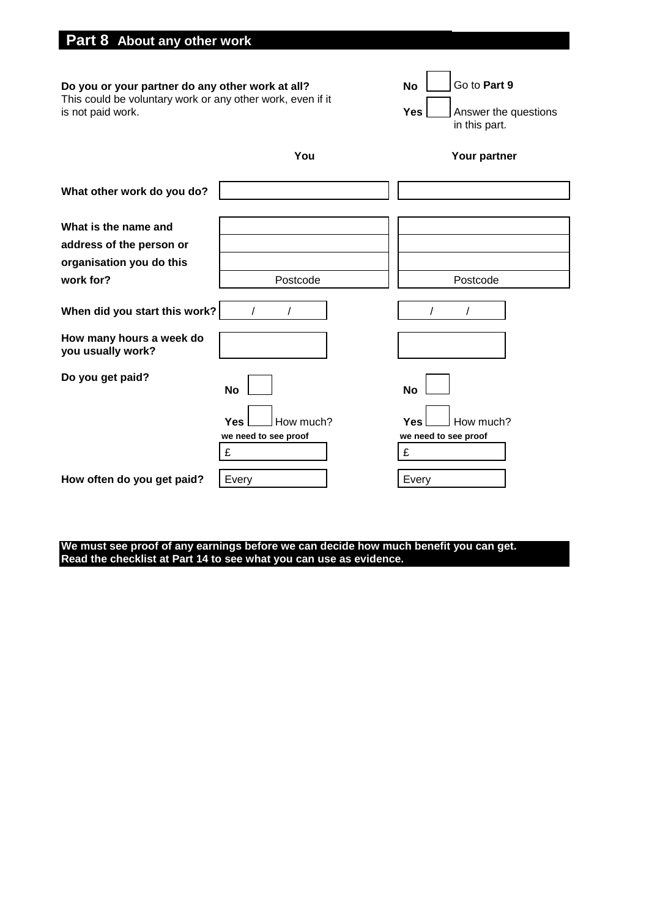## Part 8 About any other work

**Do you or your partner do any other work at all?**
This could be voluntary work or any other work, even if it is not paid work.

**No** ☐ Go to **Part 9**

**Yes** ☐ Answer the questions in this part.

| | **You** | **Your partner** |
|---|---|---|
| **What other work do you do?** | | |
| **What is the name and address of the person or organisation you do this work for?** | <br><br><br>Postcode | <br><br><br>Postcode |
| **When did you start this work?** | / / | / / |
| **How many hours a week do you usually work?** | | |
| **Do you get paid?** | **No** ☐<br>**Yes** ☐ How much?<br>**we need to see proof**<br>£ | **No** ☐<br>**Yes** ☐ How much?<br>**we need to see proof**<br>£ |
| **How often do you get paid?** | Every | Every |

**We must see proof of any earnings before we can decide how much benefit you can get. Read the checklist at Part 14 to see what you can use as evidence.**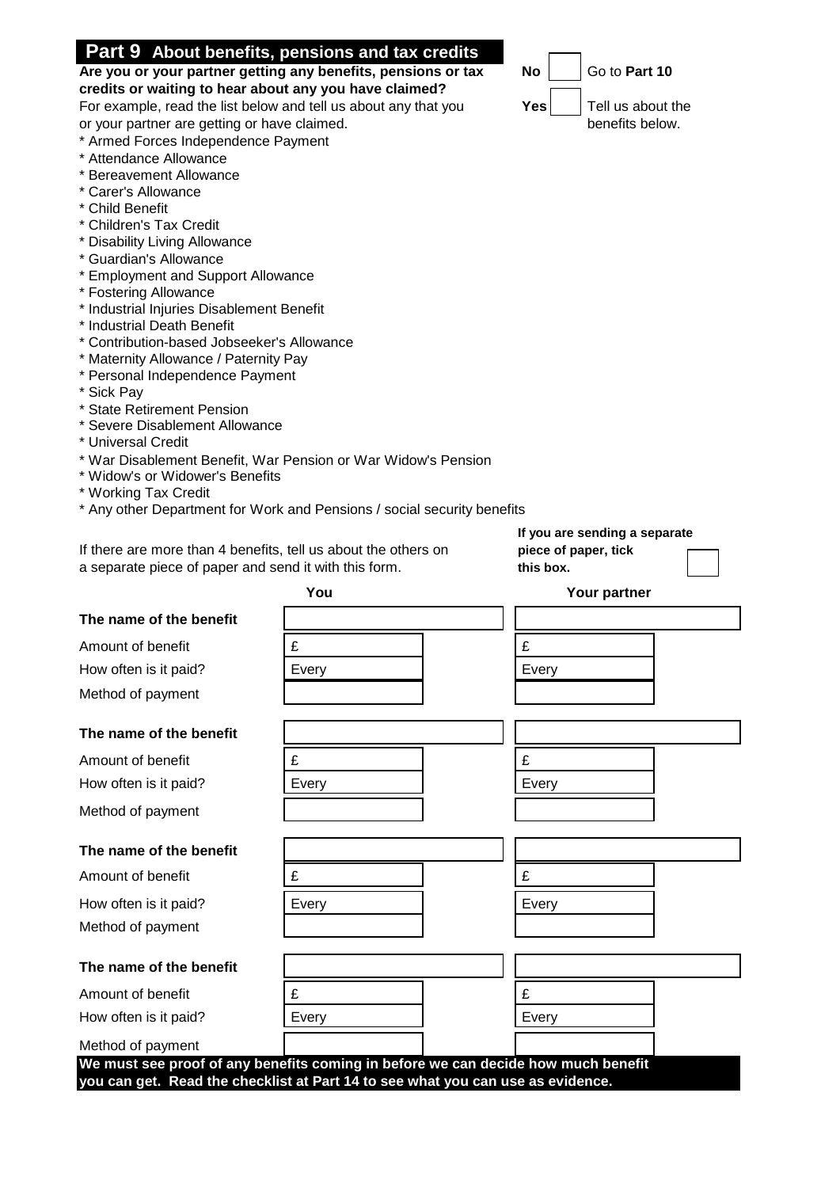## Part 9 About benefits, pensions and tax credits

**Are you or your partner getting any benefits, pensions or tax credits or waiting to hear about any you have claimed?**

For example, read the list below and tell us about any that you or your partner are getting or have claimed.

- No ☐ Go to **Part 10**
- Yes ☐ Tell us about the benefits below.

* Armed Forces Independence Payment
* Attendance Allowance
* Bereavement Allowance
* Carer's Allowance
* Child Benefit
* Children's Tax Credit
* Disability Living Allowance
* Guardian's Allowance
* Employment and Support Allowance
* Fostering Allowance
* Industrial Injuries Disablement Benefit
* Industrial Death Benefit
* Contribution-based Jobseeker's Allowance
* Maternity Allowance / Paternity Pay
* Personal Independence Payment
* Sick Pay
* State Retirement Pension
* Severe Disablement Allowance
* Universal Credit
* War Disablement Benefit, War Pension or War Widow's Pension
* Widow's or Widower's Benefits
* Working Tax Credit
* Any other Department for Work and Pensions / social security benefits

If there are more than 4 benefits, tell us about the others on a separate piece of paper and send it with this form.

**If you are sending a separate piece of paper, tick this box.** ☐

| | You | Your partner |
|---|---|---|
| **The name of the benefit** | | |
| Amount of benefit | £ | £ |
| How often is it paid? | Every | Every |
| Method of payment | | |
| **The name of the benefit** | | |
| Amount of benefit | £ | £ |
| How often is it paid? | Every | Every |
| Method of payment | | |
| **The name of the benefit** | | |
| Amount of benefit | £ | £ |
| How often is it paid? | Every | Every |
| Method of payment | | |
| **The name of the benefit** | | |
| Amount of benefit | £ | £ |
| How often is it paid? | Every | Every |
| Method of payment | | |

**We must see proof of any benefits coming in before we can decide how much benefit you can get. Read the checklist at Part 14 to see what you can use as evidence.**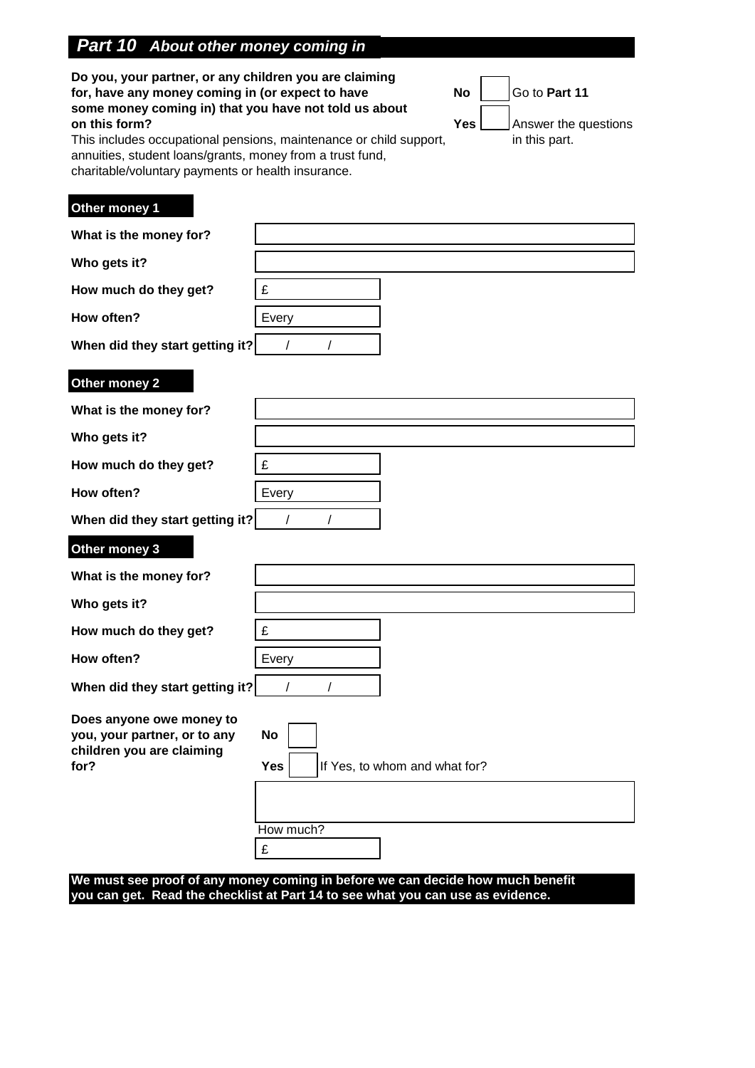## *Part 10 About other money coming in*

**Do you, your partner, or any children you are claiming for, have any money coming in (or expect to have some money coming in) that you have not told us about on this form?**

This includes occupational pensions, maintenance or child support, annuities, student loans/grants, money from a trust fund, charitable/voluntary payments or health insurance.

**No** ☐ Go to **Part 11**

**Yes** ☐ Answer the questions in this part.

**Other money 1**

| | |
|---|---|
| **What is the money for?** | |
| **Who gets it?** | |
| **How much do they get?** | £ |
| **How often?** | Every |
| **When did they start getting it?** | / / |

**Other money 2**

| | |
|---|---|
| **What is the money for?** | |
| **Who gets it?** | |
| **How much do they get?** | £ |
| **How often?** | Every |
| **When did they start getting it?** | / / |

**Other money 3**

| | |
|---|---|
| **What is the money for?** | |
| **Who gets it?** | |
| **How much do they get?** | £ |
| **How often?** | Every |
| **When did they start getting it?** | / / |

**Does anyone owe money to you, your partner, or to any children you are claiming for?**

**No** ☐

**Yes** ☐ If Yes, to whom and what for?

How much?

£

**We must see proof of any money coming in before we can decide how much benefit you can get. Read the checklist at Part 14 to see what you can use as evidence.**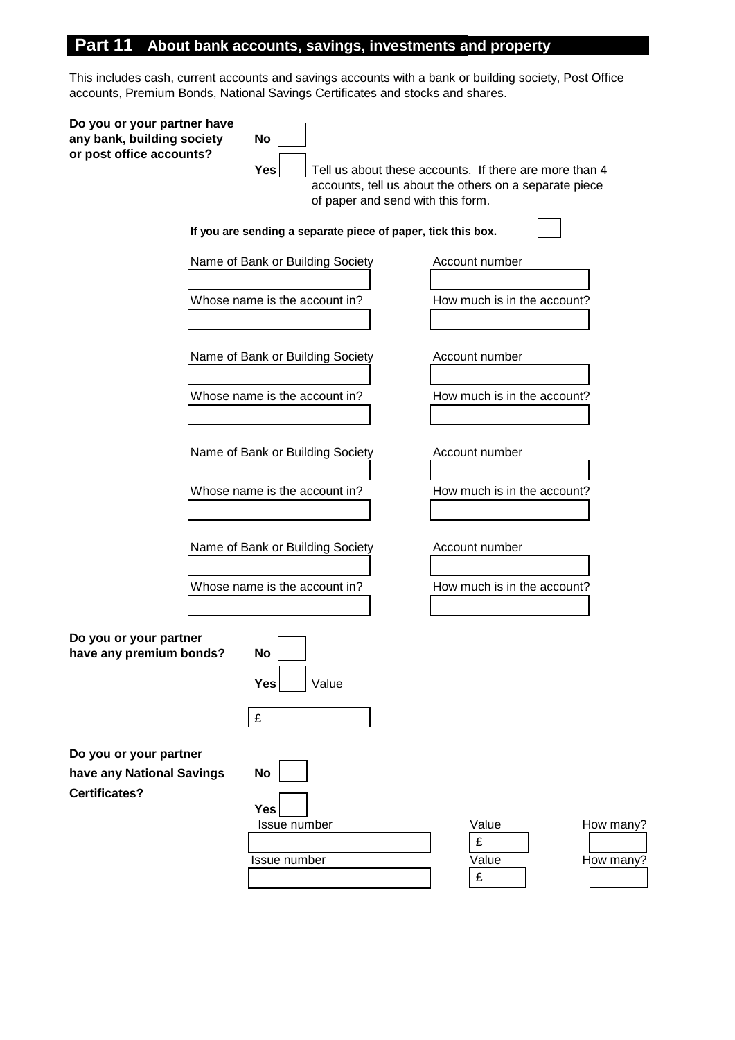## Part 11 About bank accounts, savings, investments and property

This includes cash, current accounts and savings accounts with a bank or building society, Post Office accounts, Premium Bonds, National Savings Certificates and stocks and shares.

**Do you or your partner have any bank, building society or post office accounts?**

**No** ☐

**Yes** ☐ Tell us about these accounts. If there are more than 4 accounts, tell us about the others on a separate piece of paper and send with this form.

**If you are sending a separate piece of paper, tick this box.** ☐

| Name of Bank or Building Society | Account number |
|---|---|
| | |
| **Whose name is the account in?** | **How much is in the account?** |
| | |

| Name of Bank or Building Society | Account number |
|---|---|
| | |
| **Whose name is the account in?** | **How much is in the account?** |
| | |

| Name of Bank or Building Society | Account number |
|---|---|
| | |
| **Whose name is the account in?** | **How much is in the account?** |
| | |

| Name of Bank or Building Society | Account number |
|---|---|
| | |
| **Whose name is the account in?** | **How much is in the account?** |
| | |

**Do you or your partner have any premium bonds?**

**No** ☐

**Yes** ☐ Value

£

**Do you or your partner have any National Savings Certificates?**

**No** ☐

**Yes** ☐

| Issue number | Value | How many? |
|---|---|---|
| | £ | |
| | £ | |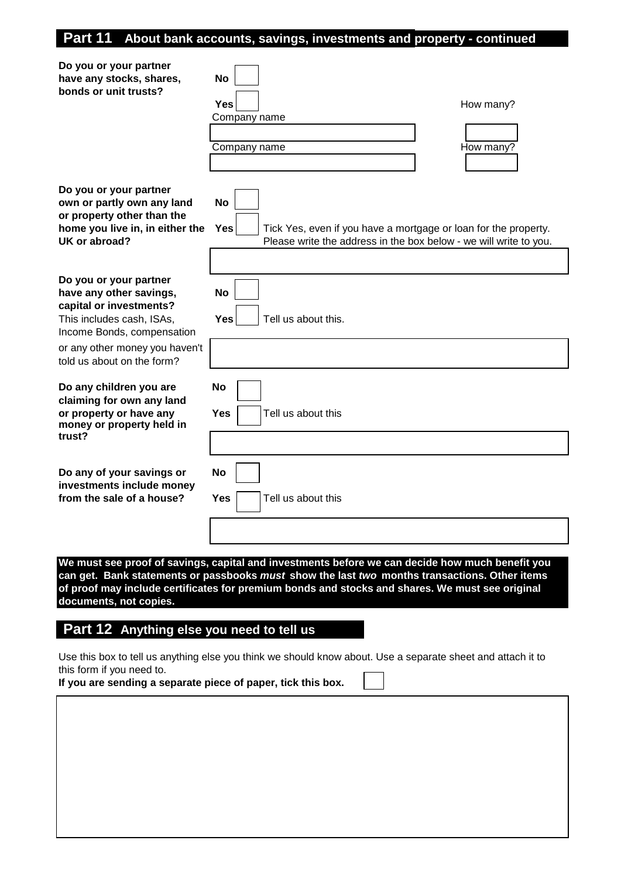## Part 11 About bank accounts, savings, investments and property - continued

**Do you or your partner have any stocks, shares, bonds or unit trusts?**

**No** ☐

**Yes** ☐

| Company name | How many? |
| --- | --- |
| | |
| **Company name** | **How many?** |
| | |

**Do you or your partner own or partly own any land or property other than the home you live in, in either the UK or abroad?**

**No** ☐

**Yes** ☐ Tick Yes, even if you have a mortgage or loan for the property. Please write the address in the box below - we will write to you.

**Do you or your partner have any other savings, capital or investments?**
This includes cash, ISAs, Income Bonds, compensation or any other money you haven't told us about on the form?

**No** ☐

**Yes** ☐ Tell us about this.

**Do any children you are claiming for own any land or property or have any money or property held in trust?**

**No** ☐

**Yes** ☐ Tell us about this

**Do any of your savings or investments include money from the sale of a house?**

**No** ☐

**Yes** ☐ Tell us about this

**We must see proof of savings, capital and investments before we can decide how much benefit you can get. Bank statements or passbooks *must* show the last *two* months transactions. Other items of proof may include certificates for premium bonds and stocks and shares. We must see original documents, not copies.**

## Part 12 Anything else you need to tell us

Use this box to tell us anything else you think we should know about. Use a separate sheet and attach it to this form if you need to.

**If you are sending a separate piece of paper, tick this box.** ☐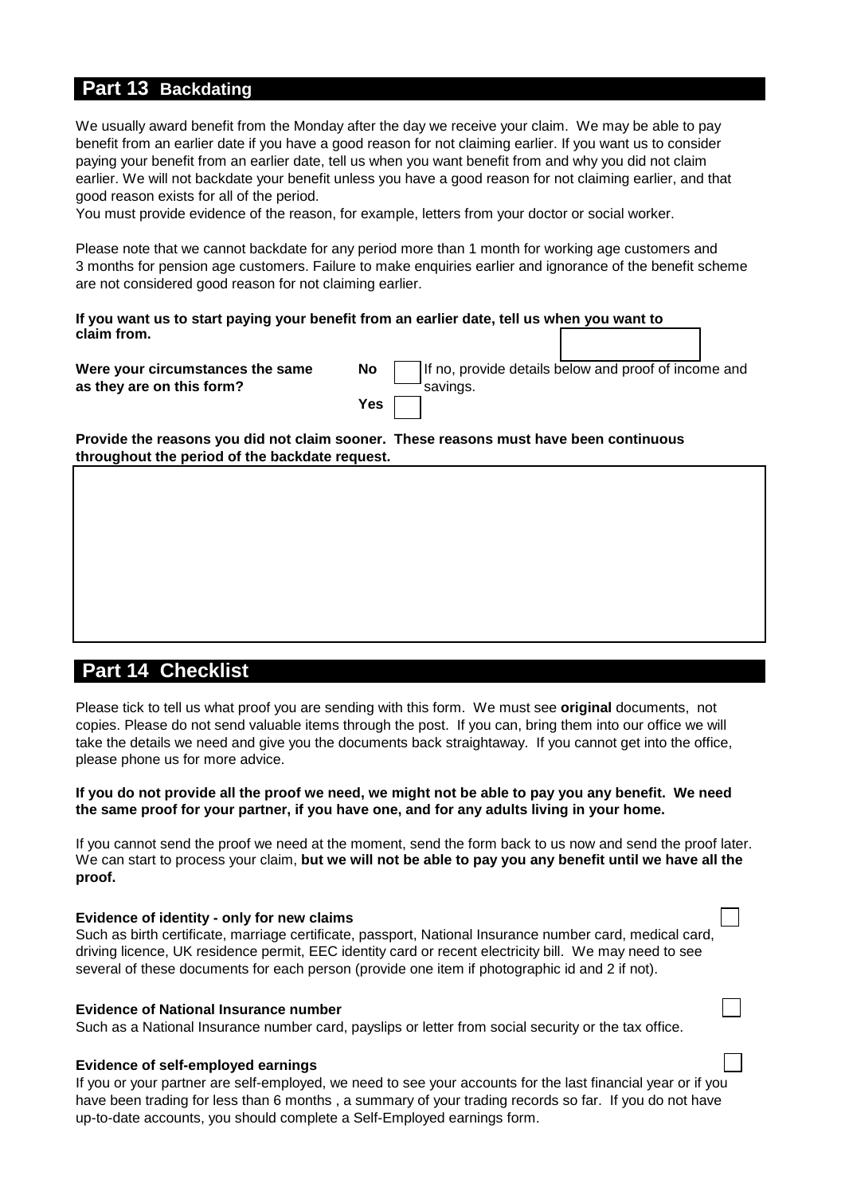## Part 13 Backdating

We usually award benefit from the Monday after the day we receive your claim. We may be able to pay benefit from an earlier date if you have a good reason for not claiming earlier. If you want us to consider paying your benefit from an earlier date, tell us when you want benefit from and why you did not claim earlier. We will not backdate your benefit unless you have a good reason for not claiming earlier, and that good reason exists for all of the period.
You must provide evidence of the reason, for example, letters from your doctor or social worker.

Please note that we cannot backdate for any period more than 1 month for working age customers and 3 months for pension age customers. Failure to make enquiries earlier and ignorance of the benefit scheme are not considered good reason for not claiming earlier.

**If you want us to start paying your benefit from an earlier date, tell us when you want to claim from.** ☐

**Were your circumstances the same as they are on this form?**

**No** ☐ If no, provide details below and proof of income and savings.

**Yes** ☐

**Provide the reasons you did not claim sooner. These reasons must have been continuous throughout the period of the backdate request.**

☐

## Part 14 Checklist

Please tick to tell us what proof you are sending with this form. We must see **original** documents, not copies. Please do not send valuable items through the post. If you can, bring them into our office we will take the details we need and give you the documents back straightaway. If you cannot get into the office, please phone us for more advice.

**If you do not provide all the proof we need, we might not be able to pay you any benefit. We need the same proof for your partner, if you have one, and for any adults living in your home.**

If you cannot send the proof we need at the moment, send the form back to us now and send the proof later. We can start to process your claim, **but we will not be able to pay you any benefit until we have all the proof.**

**Evidence of identity - only for new claims** ☐
Such as birth certificate, marriage certificate, passport, National Insurance number card, medical card, driving licence, UK residence permit, EEC identity card or recent electricity bill. We may need to see several of these documents for each person (provide one item if photographic id and 2 if not).

**Evidence of National Insurance number** ☐
Such as a National Insurance number card, payslips or letter from social security or the tax office.

**Evidence of self-employed earnings** ☐
If you or your partner are self-employed, we need to see your accounts for the last financial year or if you have been trading for less than 6 months , a summary of your trading records so far. If you do not have up-to-date accounts, you should complete a Self-Employed earnings form.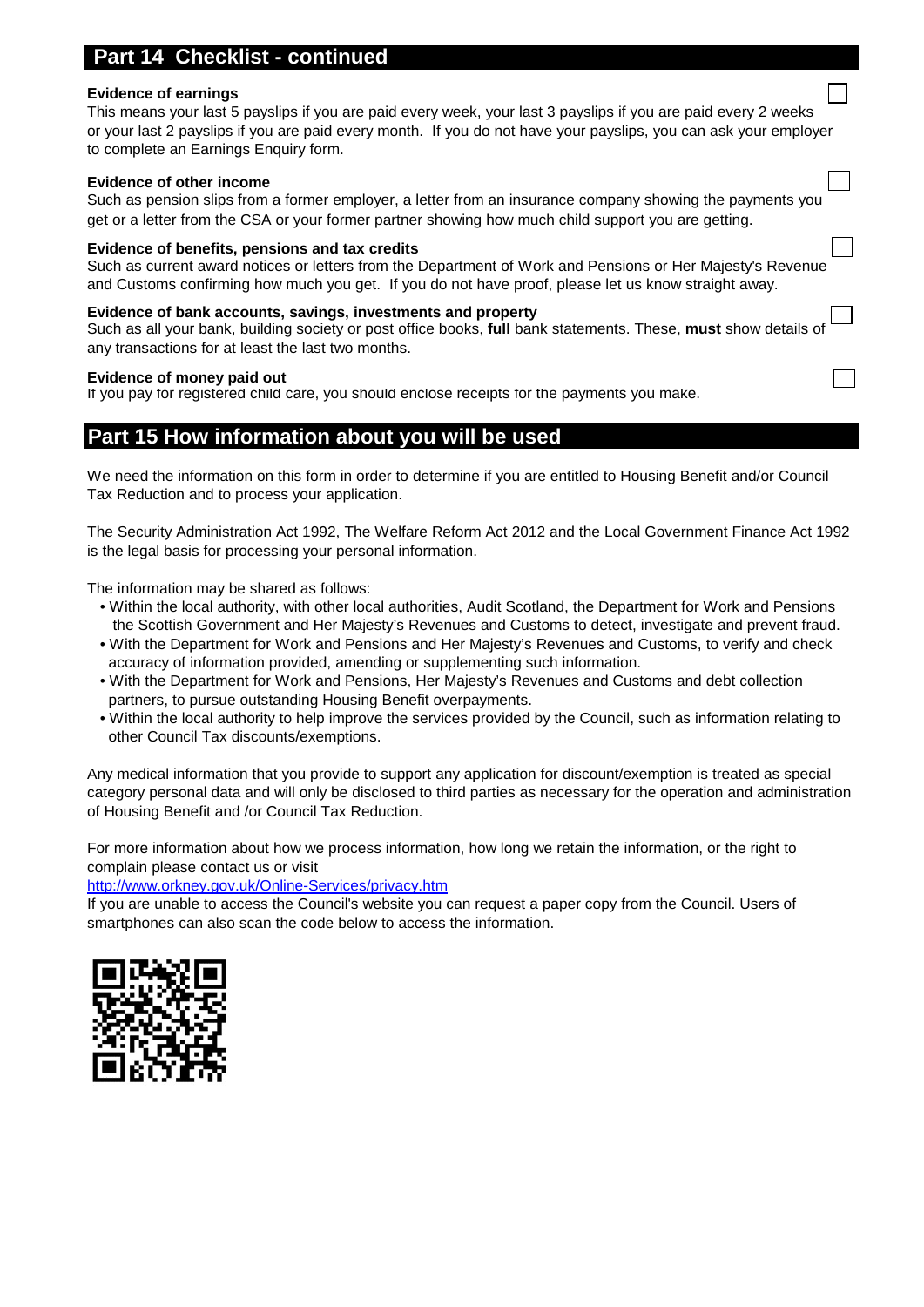## Part 14 Checklist - continued

**Evidence of earnings** ☐

This means your last 5 payslips if you are paid every week, your last 3 payslips if you are paid every 2 weeks or your last 2 payslips if you are paid every month. If you do not have your payslips, you can ask your employer to complete an Earnings Enquiry form.

**Evidence of other income** ☐

Such as pension slips from a former employer, a letter from an insurance company showing the payments you get or a letter from the CSA or your former partner showing how much child support you are getting.

**Evidence of benefits, pensions and tax credits** ☐

Such as current award notices or letters from the Department of Work and Pensions or Her Majesty's Revenue and Customs confirming how much you get. If you do not have proof, please let us know straight away.

**Evidence of bank accounts, savings, investments and property** ☐

Such as all your bank, building society or post office books, **full** bank statements. These, **must** show details of any transactions for at least the last two months.

**Evidence of money paid out** ☐

If you pay for registered child care, you should enclose receipts for the payments you make.

## Part 15 How information about you will be used

We need the information on this form in order to determine if you are entitled to Housing Benefit and/or Council Tax Reduction and to process your application.

The Security Administration Act 1992, The Welfare Reform Act 2012 and the Local Government Finance Act 1992 is the legal basis for processing your personal information.

The information may be shared as follows:

- Within the local authority, with other local authorities, Audit Scotland, the Department for Work and Pensions the Scottish Government and Her Majesty's Revenues and Customs to detect, investigate and prevent fraud.
- With the Department for Work and Pensions and Her Majesty's Revenues and Customs, to verify and check accuracy of information provided, amending or supplementing such information.
- With the Department for Work and Pensions, Her Majesty's Revenues and Customs and debt collection partners, to pursue outstanding Housing Benefit overpayments.
- Within the local authority to help improve the services provided by the Council, such as information relating to other Council Tax discounts/exemptions.

Any medical information that you provide to support any application for discount/exemption is treated as special category personal data and will only be disclosed to third parties as necessary for the operation and administration of Housing Benefit and /or Council Tax Reduction.

For more information about how we process information, how long we retain the information, or the right to complain please contact us or visit
http://www.orkney.gov.uk/Online-Services/privacy.htm
If you are unable to access the Council's website you can request a paper copy from the Council. Users of smartphones can also scan the code below to access the information.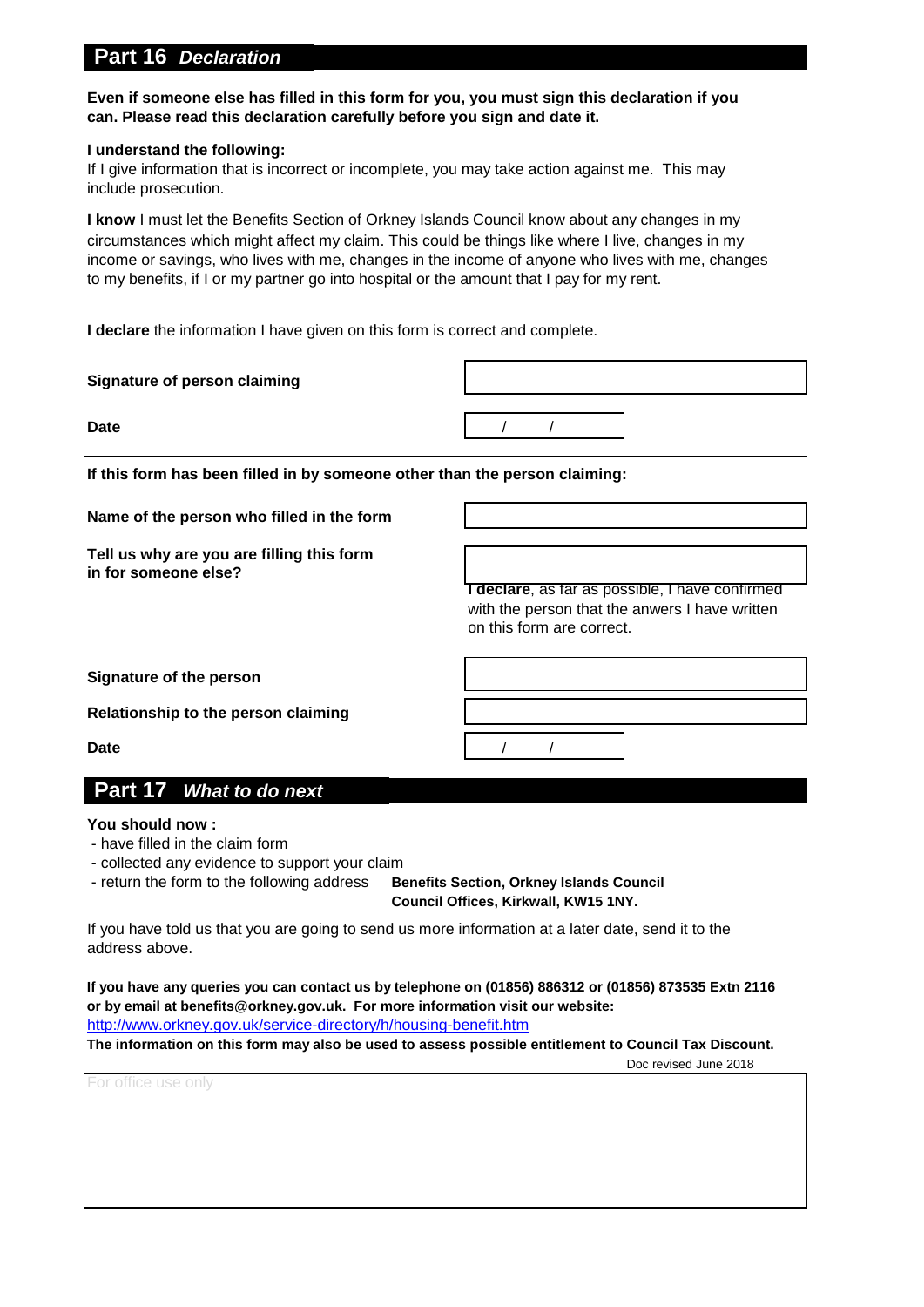## Part 16 *Declaration*

**Even if someone else has filled in this form for you, you must sign this declaration if you can. Please read this declaration carefully before you sign and date it.**

**I understand the following:**
If I give information that is incorrect or incomplete, you may take action against me. This may include prosecution.

**I know** I must let the Benefits Section of Orkney Islands Council know about any changes in my circumstances which might affect my claim. This could be things like where I live, changes in my income or savings, who lives with me, changes in the income of anyone who lives with me, changes to my benefits, if I or my partner go into hospital or the amount that I pay for my rent.

**I declare** the information I have given on this form is correct and complete.

| | |
|---|---|
| **Signature of person claiming** | |
| **Date** | / / |

**If this form has been filled in by someone other than the person claiming:**

| | |
|---|---|
| **Name of the person who filled in the form** | |
| **Tell us why are you filling this form in for someone else?** | |

**I declare**, as far as possible, I have confirmed with the person that the anwers I have written on this form are correct.

| | |
|---|---|
| **Signature of the person** | |
| **Relationship to the person claiming** | |
| **Date** | / / |

## Part 17 *What to do next*

**You should now :**

- have filled in the claim form
- collected any evidence to support your claim
- return the form to the following address **Benefits Section, Orkney Islands Council Council Offices, Kirkwall, KW15 1NY.**

If you have told us that you are going to send us more information at a later date, send it to the address above.

**If you have any queries you can contact us by telephone on (01856) 886312 or (01856) 873535 Extn 2116 or by email at benefits@orkney.gov.uk. For more information visit our website:**
http://www.orkney.gov.uk/service-directory/h/housing-benefit.htm

**The information on this form may also be used to assess possible entitlement to Council Tax Discount.**

Doc revised June 2018

For office use only